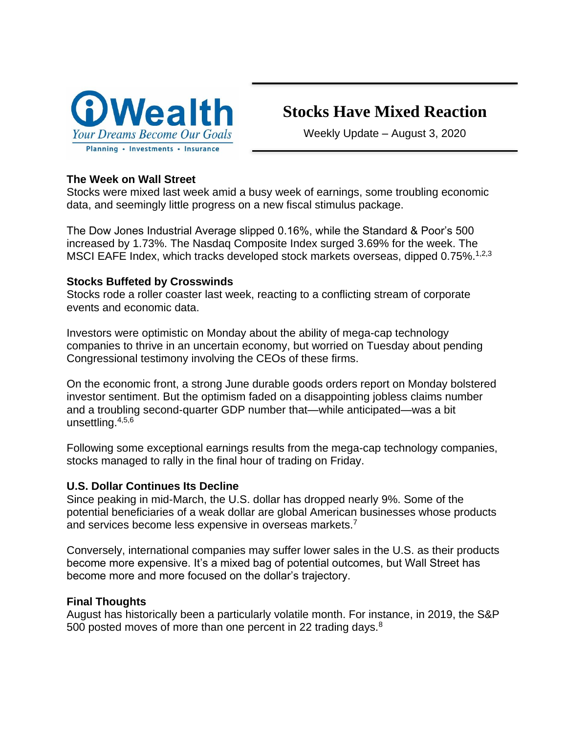iWealth

*Your Dreams Become Our Goals*

Planning • Investments • Insurance

# Stocks Have Mixed Reaction

Weekly Update – August 3, 2020

**The Week on Wall Street**

Stocks were mixed last week amid a busy week of earnings, some troubling economic data, and seemingly little progress on a new fiscal stimulus package.

The Dow Jones Industrial Average slipped 0.16%, while the Standard & Poor's 500 increased by 1.73%. The Nasdaq Composite Index surged 3.69% for the week. The MSCI EAFE Index, which tracks developed stock markets overseas, dipped 0.75%.[1,2,3]

**Stocks Buffeted by Crosswinds**

Stocks rode a roller coaster last week, reacting to a conflicting stream of corporate events and economic data.

Investors were optimistic on Monday about the ability of mega-cap technology companies to thrive in an uncertain economy, but worried on Tuesday about pending Congressional testimony involving the CEOs of these firms.

On the economic front, a strong June durable goods orders report on Monday bolstered investor sentiment. But the optimism faded on a disappointing jobless claims number and a troubling second-quarter GDP number that—while anticipated—was a bit unsettling.[4,5,6]

Following some exceptional earnings results from the mega-cap technology companies, stocks managed to rally in the final hour of trading on Friday.

**U.S. Dollar Continues Its Decline**

Since peaking in mid-March, the U.S. dollar has dropped nearly 9%. Some of the potential beneficiaries of a weak dollar are global American businesses whose products and services become less expensive in overseas markets.[7]

Conversely, international companies may suffer lower sales in the U.S. as their products become more expensive. It's a mixed bag of potential outcomes, but Wall Street has become more and more focused on the dollar's trajectory.

**Final Thoughts**

August has historically been a particularly volatile month. For instance, in 2019, the S&P 500 posted moves of more than one percent in 22 trading days.[8]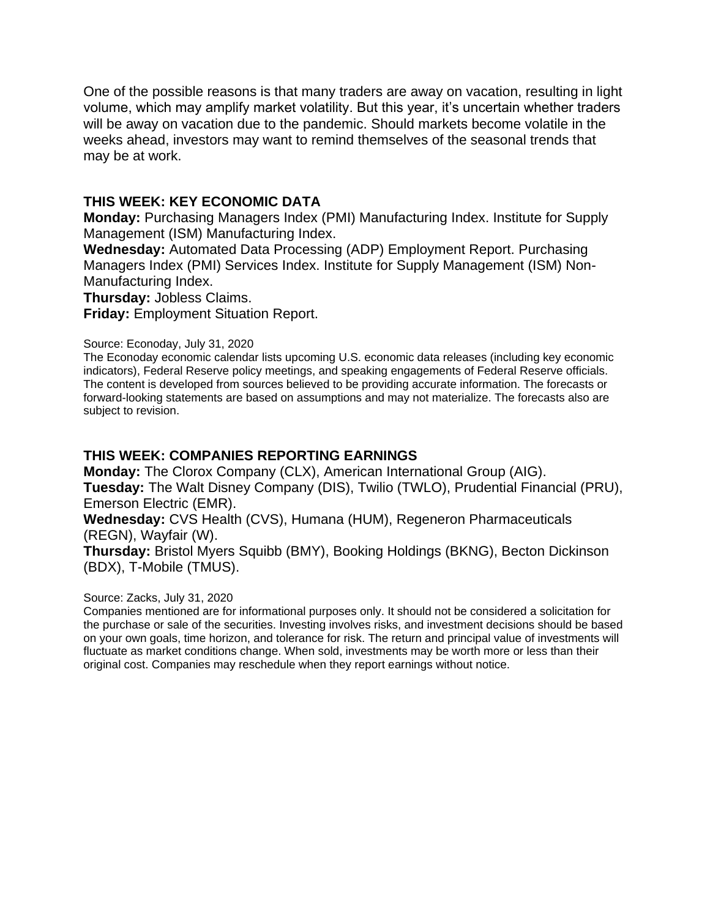One of the possible reasons is that many traders are away on vacation, resulting in light volume, which may amplify market volatility. But this year, it's uncertain whether traders will be away on vacation due to the pandemic. Should markets become volatile in the weeks ahead, investors may want to remind themselves of the seasonal trends that may be at work.

### THIS WEEK: KEY ECONOMIC DATA

**Monday:** Purchasing Managers Index (PMI) Manufacturing Index. Institute for Supply Management (ISM) Manufacturing Index.
**Wednesday:** Automated Data Processing (ADP) Employment Report. Purchasing Managers Index (PMI) Services Index. Institute for Supply Management (ISM) Non-Manufacturing Index.
**Thursday:** Jobless Claims.
**Friday:** Employment Situation Report.

Source: Econoday, July 31, 2020
The Econoday economic calendar lists upcoming U.S. economic data releases (including key economic indicators), Federal Reserve policy meetings, and speaking engagements of Federal Reserve officials. The content is developed from sources believed to be providing accurate information. The forecasts or forward-looking statements are based on assumptions and may not materialize. The forecasts also are subject to revision.

### THIS WEEK: COMPANIES REPORTING EARNINGS

**Monday:** The Clorox Company (CLX), American International Group (AIG).
**Tuesday:** The Walt Disney Company (DIS), Twilio (TWLO), Prudential Financial (PRU), Emerson Electric (EMR).
**Wednesday:** CVS Health (CVS), Humana (HUM), Regeneron Pharmaceuticals (REGN), Wayfair (W).
**Thursday:** Bristol Myers Squibb (BMY), Booking Holdings (BKNG), Becton Dickinson (BDX), T-Mobile (TMUS).

Source: Zacks, July 31, 2020
Companies mentioned are for informational purposes only. It should not be considered a solicitation for the purchase or sale of the securities. Investing involves risks, and investment decisions should be based on your own goals, time horizon, and tolerance for risk. The return and principal value of investments will fluctuate as market conditions change. When sold, investments may be worth more or less than their original cost. Companies may reschedule when they report earnings without notice.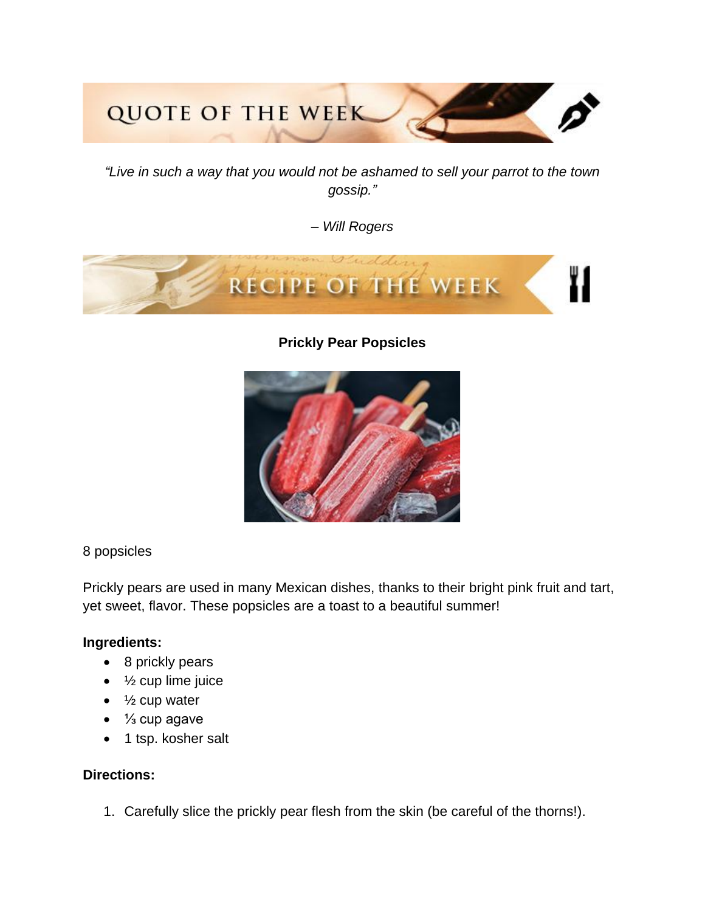## QUOTE OF THE WEEK

*"Live in such a way that you would not be ashamed to sell your parrot to the town gossip."*

*– Will Rogers*

## RECIPE OF THE WEEK

**Prickly Pear Popsicles**

8 popsicles

Prickly pears are used in many Mexican dishes, thanks to their bright pink fruit and tart, yet sweet, flavor. These popsicles are a toast to a beautiful summer!

**Ingredients:**

- 8 prickly pears
- ½ cup lime juice
- ½ cup water
- ⅓ cup agave
- 1 tsp. kosher salt

**Directions:**

1. Carefully slice the prickly pear flesh from the skin (be careful of the thorns!).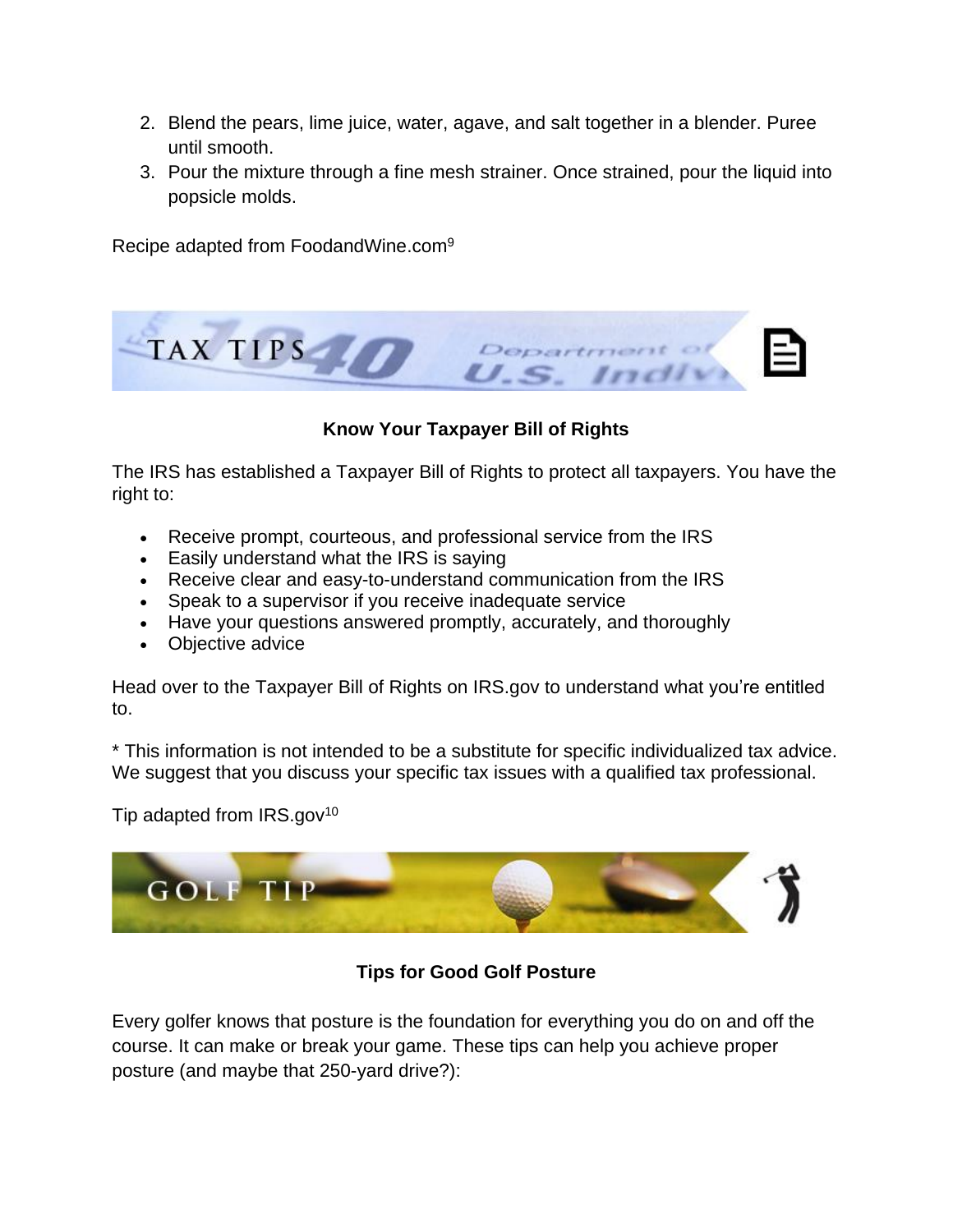2. Blend the pears, lime juice, water, agave, and salt together in a blender. Puree until smooth.
3. Pour the mixture through a fine mesh strainer. Once strained, pour the liquid into popsicle molds.

Recipe adapted from FoodandWine.com[9]

TAX TIPS

**Know Your Taxpayer Bill of Rights**

The IRS has established a Taxpayer Bill of Rights to protect all taxpayers. You have the right to:

- Receive prompt, courteous, and professional service from the IRS
- Easily understand what the IRS is saying
- Receive clear and easy-to-understand communication from the IRS
- Speak to a supervisor if you receive inadequate service
- Have your questions answered promptly, accurately, and thoroughly
- Objective advice

Head over to the Taxpayer Bill of Rights on IRS.gov to understand what you're entitled to.

* This information is not intended to be a substitute for specific individualized tax advice. We suggest that you discuss your specific tax issues with a qualified tax professional.

Tip adapted from IRS.gov[10]

GOLF TIP

**Tips for Good Golf Posture**

Every golfer knows that posture is the foundation for everything you do on and off the course. It can make or break your game. These tips can help you achieve proper posture (and maybe that 250-yard drive?):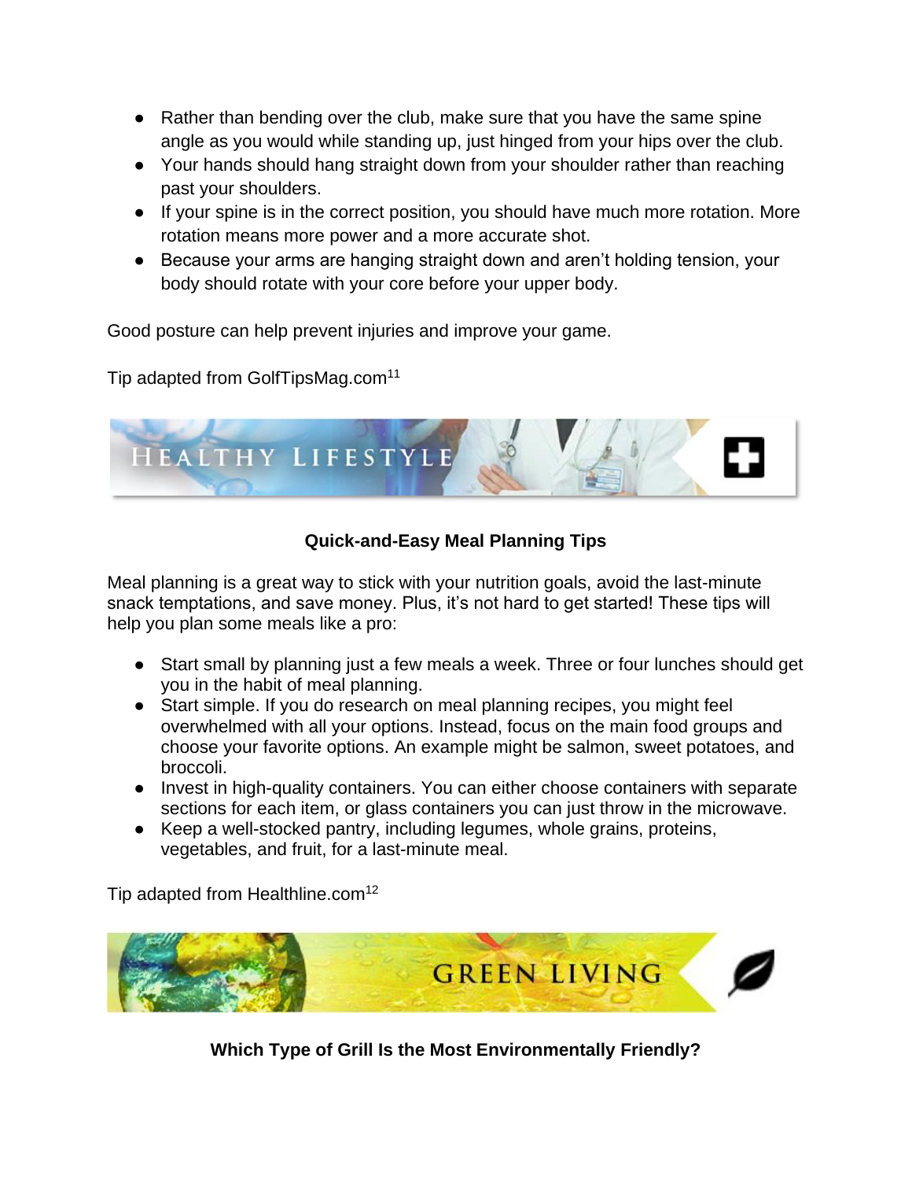- Rather than bending over the club, make sure that you have the same spine angle as you would while standing up, just hinged from your hips over the club.
- Your hands should hang straight down from your shoulder rather than reaching past your shoulders.
- If your spine is in the correct position, you should have much more rotation. More rotation means more power and a more accurate shot.
- Because your arms are hanging straight down and aren't holding tension, your body should rotate with your core before your upper body.

Good posture can help prevent injuries and improve your game.

Tip adapted from GolfTipsMag.com[11]

## HEALTHY LIFESTYLE

### Quick-and-Easy Meal Planning Tips

Meal planning is a great way to stick with your nutrition goals, avoid the last-minute snack temptations, and save money. Plus, it's not hard to get started! These tips will help you plan some meals like a pro:

- Start small by planning just a few meals a week. Three or four lunches should get you in the habit of meal planning.
- Start simple. If you do research on meal planning recipes, you might feel overwhelmed with all your options. Instead, focus on the main food groups and choose your favorite options. An example might be salmon, sweet potatoes, and broccoli.
- Invest in high-quality containers. You can either choose containers with separate sections for each item, or glass containers you can just throw in the microwave.
- Keep a well-stocked pantry, including legumes, whole grains, proteins, vegetables, and fruit, for a last-minute meal.

Tip adapted from Healthline.com[12]

## GREEN LIVING

### Which Type of Grill Is the Most Environmentally Friendly?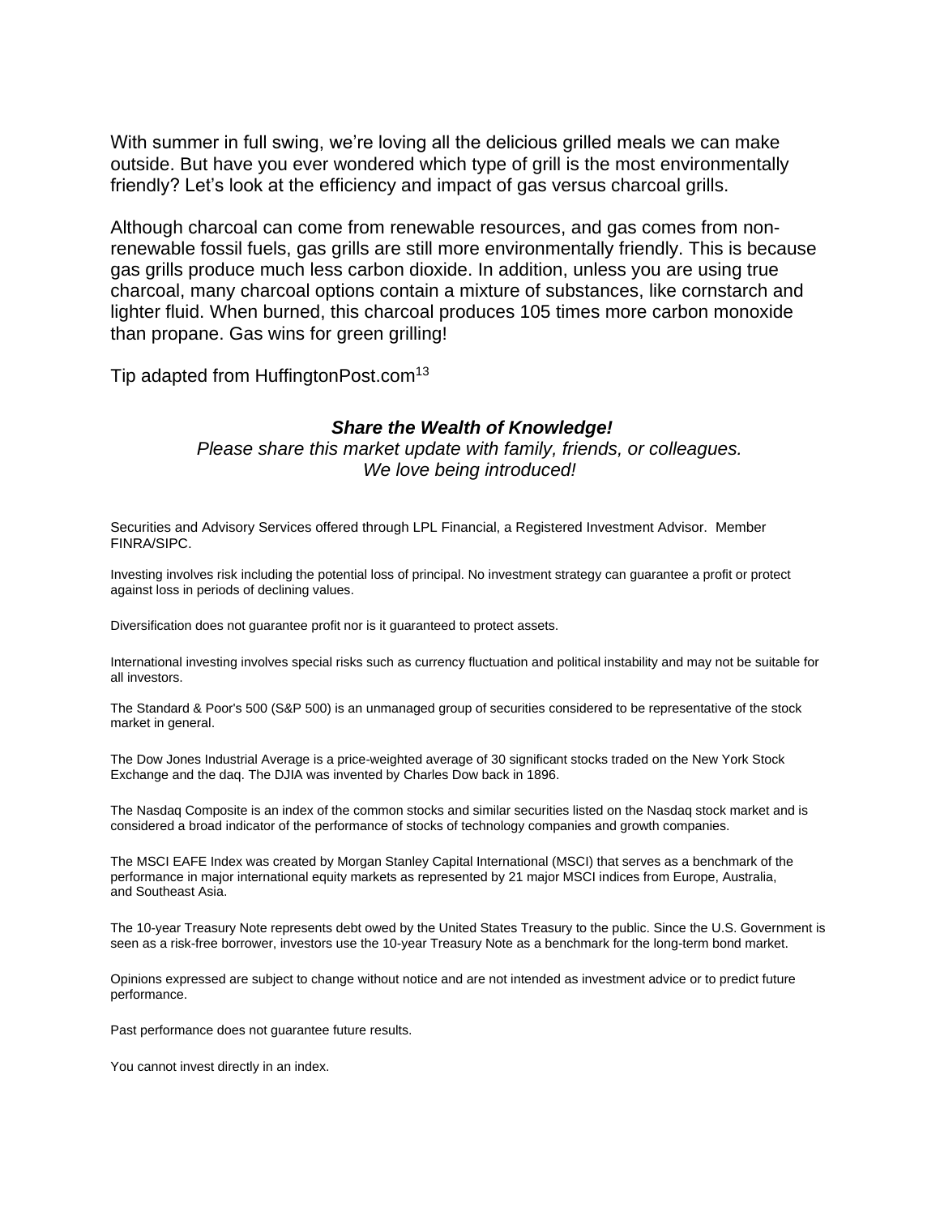With summer in full swing, we're loving all the delicious grilled meals we can make outside. But have you ever wondered which type of grill is the most environmentally friendly? Let's look at the efficiency and impact of gas versus charcoal grills.

Although charcoal can come from renewable resources, and gas comes from non-renewable fossil fuels, gas grills are still more environmentally friendly. This is because gas grills produce much less carbon dioxide. In addition, unless you are using true charcoal, many charcoal options contain a mixture of substances, like cornstarch and lighter fluid. When burned, this charcoal produces 105 times more carbon monoxide than propane. Gas wins for green grilling!

Tip adapted from HuffingtonPost.com[13]

***Share the Wealth of Knowledge!***

*Please share this market update with family, friends, or colleagues.*
*We love being introduced!*

Securities and Advisory Services offered through LPL Financial, a Registered Investment Advisor. Member FINRA/SIPC.

Investing involves risk including the potential loss of principal. No investment strategy can guarantee a profit or protect against loss in periods of declining values.

Diversification does not guarantee profit nor is it guaranteed to protect assets.

International investing involves special risks such as currency fluctuation and political instability and may not be suitable for all investors.

The Standard & Poor's 500 (S&P 500) is an unmanaged group of securities considered to be representative of the stock market in general.

The Dow Jones Industrial Average is a price-weighted average of 30 significant stocks traded on the New York Stock Exchange and the daq. The DJIA was invented by Charles Dow back in 1896.

The Nasdaq Composite is an index of the common stocks and similar securities listed on the Nasdaq stock market and is considered a broad indicator of the performance of stocks of technology companies and growth companies.

The MSCI EAFE Index was created by Morgan Stanley Capital International (MSCI) that serves as a benchmark of the performance in major international equity markets as represented by 21 major MSCI indices from Europe, Australia, and Southeast Asia.

The 10-year Treasury Note represents debt owed by the United States Treasury to the public. Since the U.S. Government is seen as a risk-free borrower, investors use the 10-year Treasury Note as a benchmark for the long-term bond market.

Opinions expressed are subject to change without notice and are not intended as investment advice or to predict future performance.

Past performance does not guarantee future results.

You cannot invest directly in an index.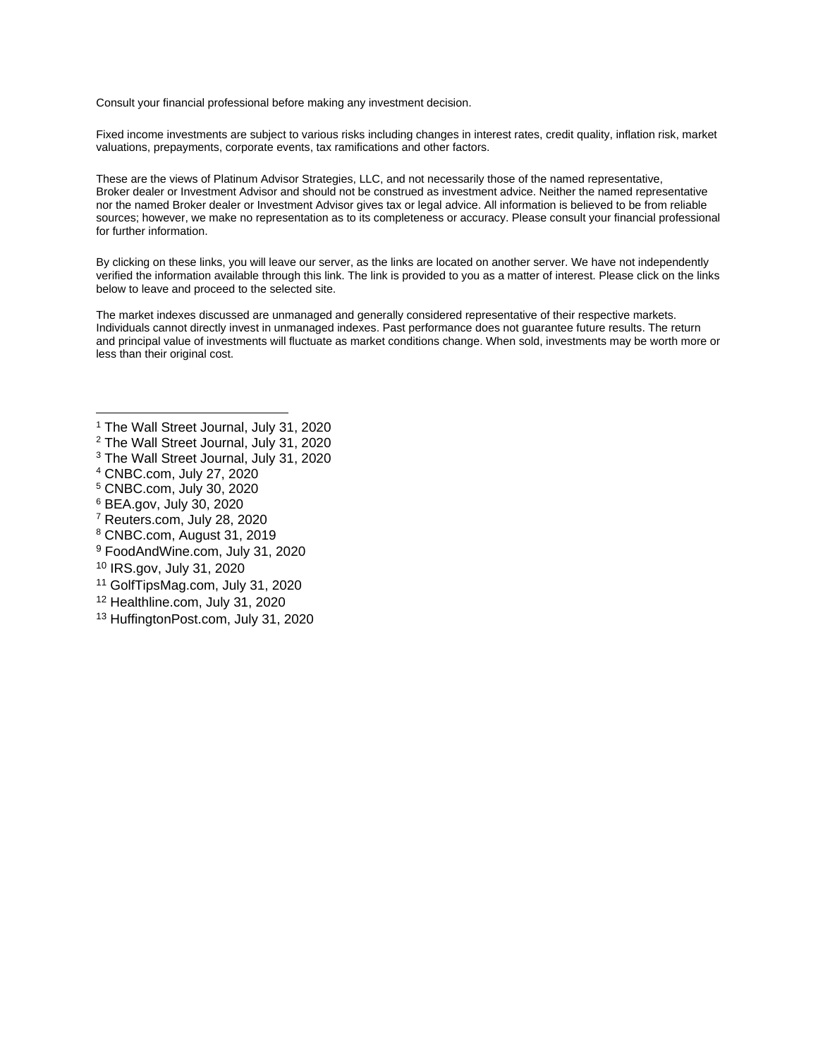Consult your financial professional before making any investment decision.

Fixed income investments are subject to various risks including changes in interest rates, credit quality, inflation risk, market valuations, prepayments, corporate events, tax ramifications and other factors.

These are the views of Platinum Advisor Strategies, LLC, and not necessarily those of the named representative, Broker dealer or Investment Advisor and should not be construed as investment advice. Neither the named representative nor the named Broker dealer or Investment Advisor gives tax or legal advice. All information is believed to be from reliable sources; however, we make no representation as to its completeness or accuracy. Please consult your financial professional for further information.

By clicking on these links, you will leave our server, as the links are located on another server. We have not independently verified the information available through this link. The link is provided to you as a matter of interest. Please click on the links below to leave and proceed to the selected site.

The market indexes discussed are unmanaged and generally considered representative of their respective markets. Individuals cannot directly invest in unmanaged indexes. Past performance does not guarantee future results. The return and principal value of investments will fluctuate as market conditions change. When sold, investments may be worth more or less than their original cost.

---

[1] The Wall Street Journal, July 31, 2020
[2] The Wall Street Journal, July 31, 2020
[3] The Wall Street Journal, July 31, 2020
[4] CNBC.com, July 27, 2020
[5] CNBC.com, July 30, 2020
[6] BEA.gov, July 30, 2020
[7] Reuters.com, July 28, 2020
[8] CNBC.com, August 31, 2019
[9] FoodAndWine.com, July 31, 2020
[10] IRS.gov, July 31, 2020
[11] GolfTipsMag.com, July 31, 2020
[12] Healthline.com, July 31, 2020
[13] HuffingtonPost.com, July 31, 2020